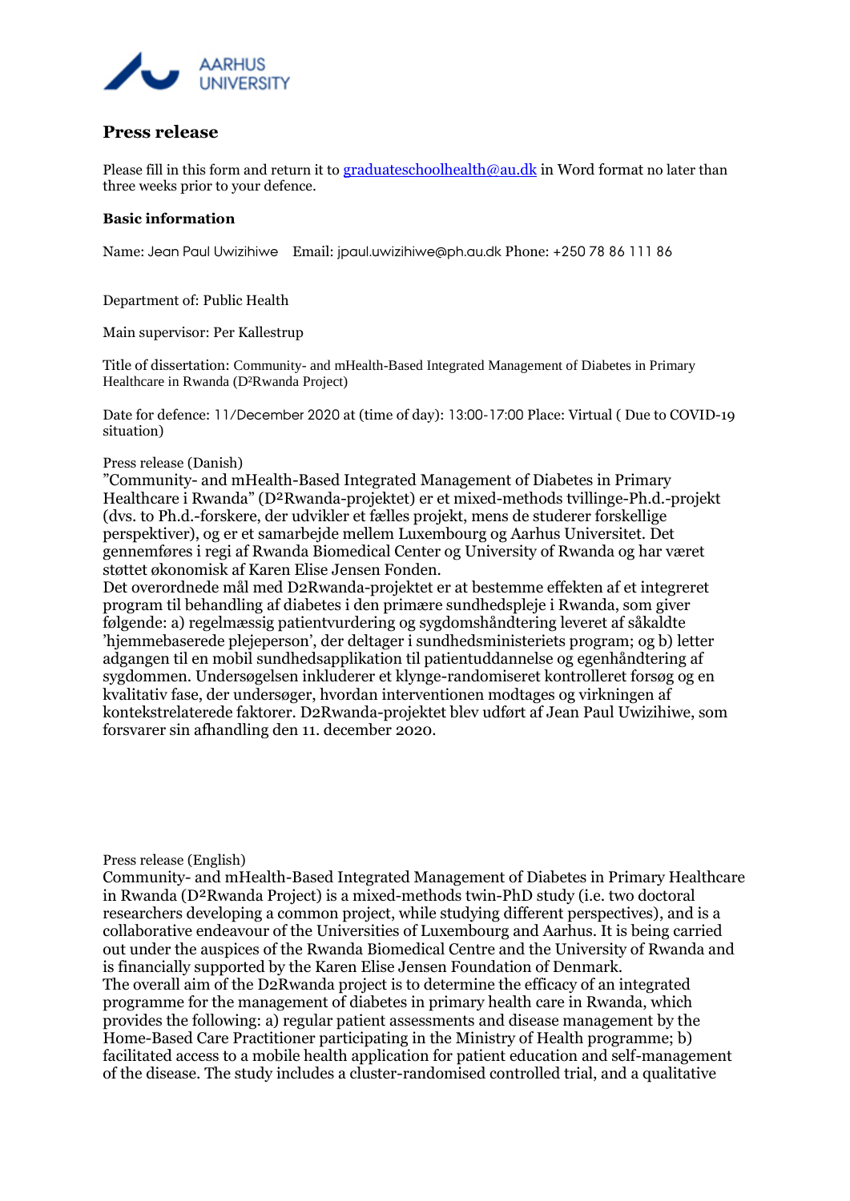AARHUS UNIVERSITY

## Press release

Please fill in this form and return it to graduateschoolhealth@au.dk in Word format no later than three weeks prior to your defence.

### Basic information

Name: Jean Paul Uwizihiwe  Email: jpaul.uwizihiwe@ph.au.dk Phone: +250 78 86 111 86

Department of: Public Health

Main supervisor: Per Kallestrup

Title of dissertation: Community- and mHealth-Based Integrated Management of Diabetes in Primary Healthcare in Rwanda (D²Rwanda Project)

Date for defence: 11/December 2020 at (time of day): 13:00-17:00 Place: Virtual ( Due to COVID-19 situation)

Press release (Danish)

"Community- and mHealth-Based Integrated Management of Diabetes in Primary Healthcare i Rwanda" (D²Rwanda-projektet) er et mixed-methods tvillinge-Ph.d.-projekt (dvs. to Ph.d.-forskere, der udvikler et fælles projekt, mens de studerer forskellige perspektiver), og er et samarbejde mellem Luxembourg og Aarhus Universitet. Det gennemføres i regi af Rwanda Biomedical Center og University of Rwanda og har været støttet økonomisk af Karen Elise Jensen Fonden.
Det overordnede mål med D2Rwanda-projektet er at bestemme effekten af et integreret program til behandling af diabetes i den primære sundhedspleje i Rwanda, som giver følgende: a) regelmæssig patientvurdering og sygdomshåndtering leveret af såkaldte 'hjemmebaserede plejeperson', der deltager i sundhedsministeriets program; og b) letter adgangen til en mobil sundhedsapplikation til patientuddannelse og egenhåndtering af sygdommen. Undersøgelsen inkluderer et klynge-randomiseret kontrolleret forsøg og en kvalitativ fase, der undersøger, hvordan interventionen modtages og virkningen af kontekstrelaterede faktorer. D2Rwanda-projektet blev udført af Jean Paul Uwizihiwe, som forsvarer sin afhandling den 11. december 2020.

Press release (English)

Community- and mHealth-Based Integrated Management of Diabetes in Primary Healthcare in Rwanda (D²Rwanda Project) is a mixed-methods twin-PhD study (i.e. two doctoral researchers developing a common project, while studying different perspectives), and is a collaborative endeavour of the Universities of Luxembourg and Aarhus. It is being carried out under the auspices of the Rwanda Biomedical Centre and the University of Rwanda and is financially supported by the Karen Elise Jensen Foundation of Denmark.
The overall aim of the D2Rwanda project is to determine the efficacy of an integrated programme for the management of diabetes in primary health care in Rwanda, which provides the following: a) regular patient assessments and disease management by the Home-Based Care Practitioner participating in the Ministry of Health programme; b) facilitated access to a mobile health application for patient education and self-management of the disease. The study includes a cluster-randomised controlled trial, and a qualitative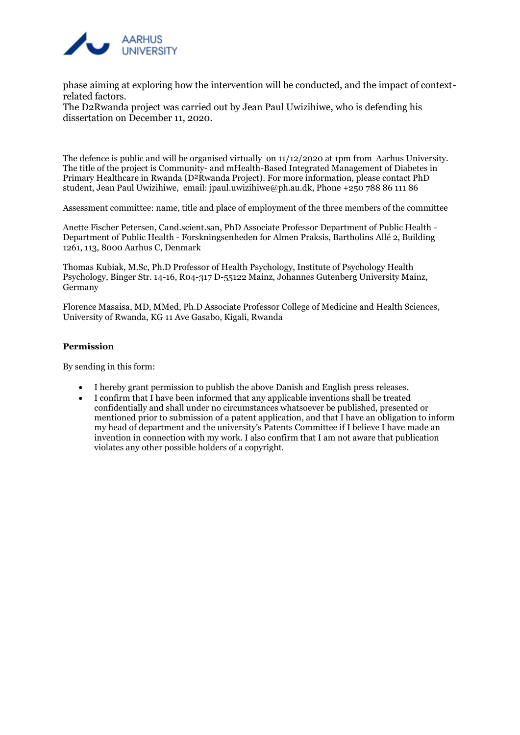phase aiming at exploring how the intervention will be conducted, and the impact of context-related factors.
The D2Rwanda project was carried out by Jean Paul Uwizihiwe, who is defending his dissertation on December 11, 2020.

The defence is public and will be organised virtually on 11/12/2020 at 1pm from Aarhus University. The title of the project is Community- and mHealth-Based Integrated Management of Diabetes in Primary Healthcare in Rwanda (D²Rwanda Project). For more information, please contact PhD student, Jean Paul Uwizihiwe, email: jpaul.uwizihiwe@ph.au.dk, Phone +250 788 86 111 86

Assessment committee: name, title and place of employment of the three members of the committee

Anette Fischer Petersen, Cand.scient.san, PhD Associate Professor Department of Public Health - Department of Public Health - Forskningsenheden for Almen Praksis, Bartholins Allé 2, Building 1261, 113, 8000 Aarhus C, Denmark

Thomas Kubiak, M.Sc, Ph.D Professor of Health Psychology, Institute of Psychology Health Psychology, Binger Str. 14-16, R04-317 D-55122 Mainz, Johannes Gutenberg University Mainz, Germany

Florence Masaisa, MD, MMed, Ph.D Associate Professor College of Medicine and Health Sciences, University of Rwanda, KG 11 Ave Gasabo, Kigali, Rwanda

**Permission**

By sending in this form:

- I hereby grant permission to publish the above Danish and English press releases.
- I confirm that I have been informed that any applicable inventions shall be treated confidentially and shall under no circumstances whatsoever be published, presented or mentioned prior to submission of a patent application, and that I have an obligation to inform my head of department and the university's Patents Committee if I believe I have made an invention in connection with my work. I also confirm that I am not aware that publication violates any other possible holders of a copyright.